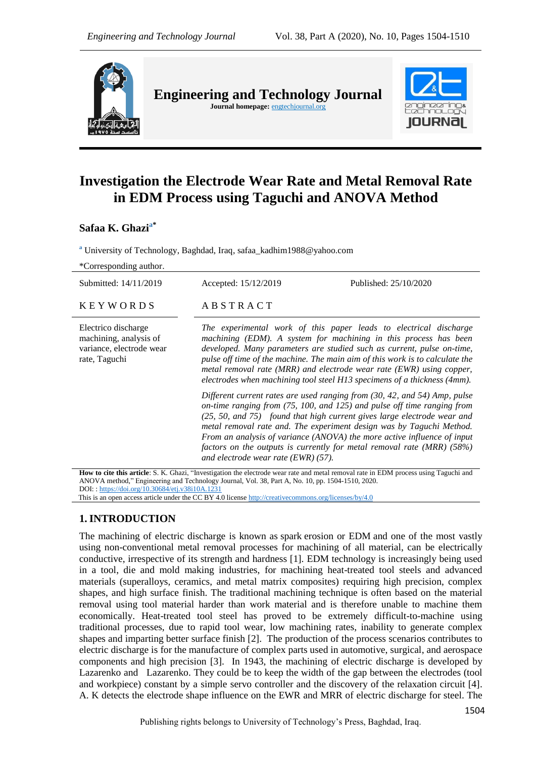# Engineering and Technology Journal

**Journal homepage:** engtechjournal.org

# Investigation the Electrode Wear Rate and Metal Removal Rate in EDM Process using Taguchi and ANOVA Method

**Safaa K. Ghazi**[a*]

[a] University of Technology, Baghdad, Iraq, safaa_kadhim1988@yahoo.com

*Corresponding author.

Submitted: 14/11/2019 Accepted: 15/12/2019 Published: 25/10/2020

**KEYWORDS**

Electrico discharge machining, analysis of variance, electrode wear rate, Taguchi

**ABSTRACT**

*The experimental work of this paper leads to electrical discharge machining (EDM). A system for machining in this process has been developed. Many parameters are studied such as current, pulse on-time, pulse off time of the machine. The main aim of this work is to calculate the metal removal rate (MRR) and electrode wear rate (EWR) using copper, electrodes when machining tool steel H13 specimens of a thickness (4mm).*

*Different current rates are used ranging from (30, 42, and 54) Amp, pulse on-time ranging from (75, 100, and 125) and pulse off time ranging from (25, 50, and 75) found that high current gives large electrode wear and metal removal rate and. The experiment design was by Taguchi Method. From an analysis of variance (ANOVA) the more active influence of input factors on the outputs is currently for metal removal rate (MRR) (58%) and electrode wear rate (EWR) (57).*

**How to cite this article**: S. K. Ghazi, "Investigation the electrode wear rate and metal removal rate in EDM process using Taguchi and ANOVA method," Engineering and Technology Journal, Vol. 38, Part A, No. 10, pp. 1504-1510, 2020.
DOI: : https://doi.org/10.30684/etj.v38i10A.1231
This is an open access article under the CC BY 4.0 license http://creativecommons.org/licenses/by/4.0

## 1. INTRODUCTION

The machining of electric discharge is known as spark erosion or EDM and one of the most vastly using non-conventional metal removal processes for machining of all material, can be electrically conductive, irrespective of its strength and hardness [1]. EDM technology is increasingly being used in a tool, die and mold making industries, for machining heat-treated tool steels and advanced materials (superalloys, ceramics, and metal matrix composites) requiring high precision, complex shapes, and high surface finish. The traditional machining technique is often based on the material removal using tool material harder than work material and is therefore unable to machine them economically. Heat-treated tool steel has proved to be extremely difficult-to-machine using traditional processes, due to rapid tool wear, low machining rates, inability to generate complex shapes and imparting better surface finish [2]. The production of the process scenarios contributes to electric discharge is for the manufacture of complex parts used in automotive, surgical, and aerospace components and high precision [3]. In 1943, the machining of electric discharge is developed by Lazarenko and Lazarenko. They could be to keep the width of the gap between the electrodes (tool and workpiece) constant by a simple servo controller and the discovery of the relaxation circuit [4]. A. K detects the electrode shape influence on the EWR and MRR of electric discharge for steel. The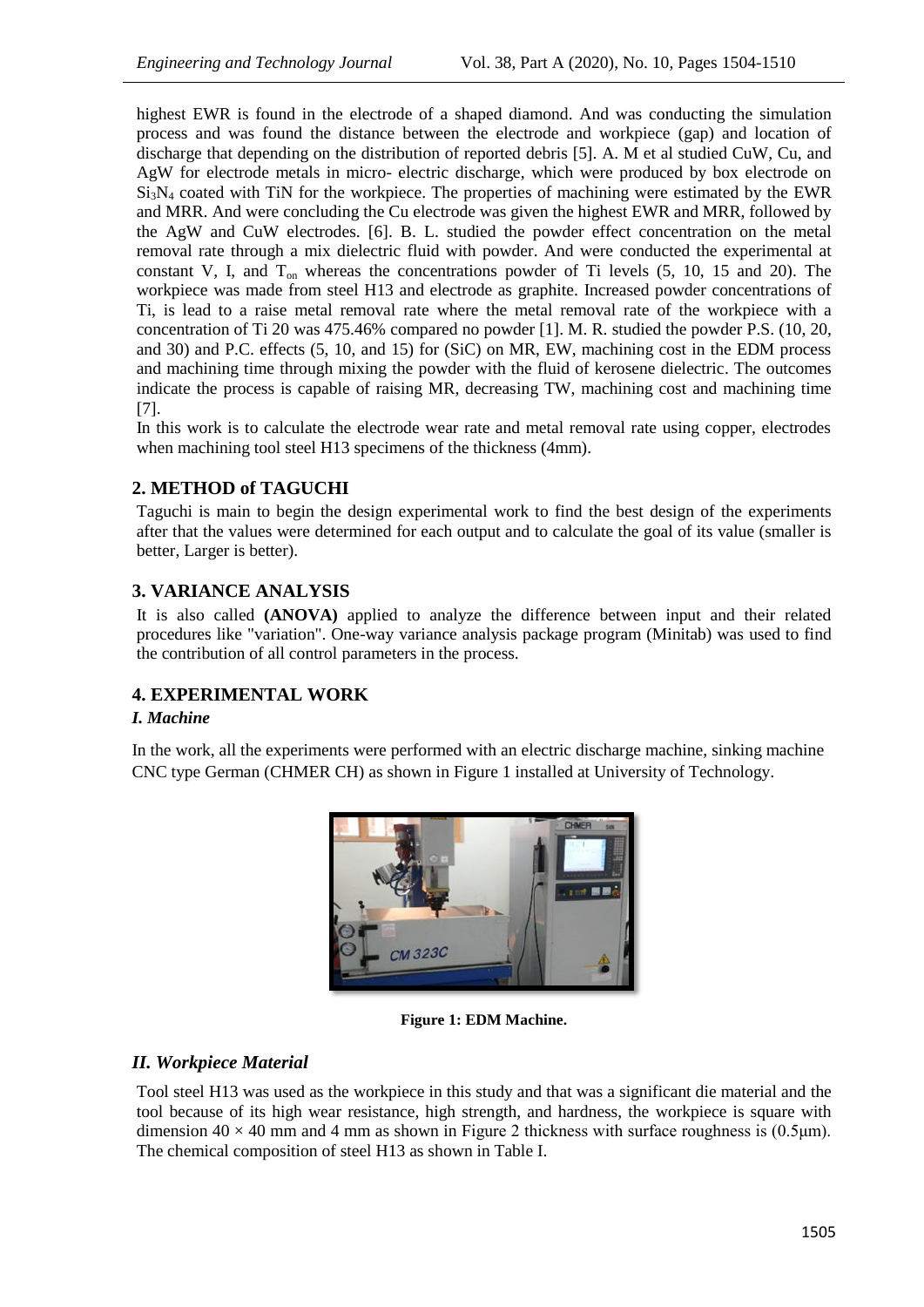highest EWR is found in the electrode of a shaped diamond. And was conducting the simulation process and was found the distance between the electrode and workpiece (gap) and location of discharge that depending on the distribution of reported debris [5]. A. M et al studied CuW, Cu, and AgW for electrode metals in micro- electric discharge, which were produced by box electrode on $Si_3N_4$ coated with TiN for the workpiece. The properties of machining were estimated by the EWR and MRR. And were concluding the Cu electrode was given the highest EWR and MRR, followed by the AgW and CuW electrodes. [6]. B. L. studied the powder effect concentration on the metal removal rate through a mix dielectric fluid with powder. And were conducted the experimental at constant V, I, and $T_{on}$ whereas the concentrations powder of Ti levels (5, 10, 15 and 20). The workpiece was made from steel H13 and electrode as graphite. Increased powder concentrations of Ti, is lead to a raise metal removal rate where the metal removal rate of the workpiece with a concentration of Ti 20 was 475.46% compared no powder [1]. M. R. studied the powder P.S. (10, 20, and 30) and P.C. effects (5, 10, and 15) for (SiC) on MR, EW, machining cost in the EDM process and machining time through mixing the powder with the fluid of kerosene dielectric. The outcomes indicate the process is capable of raising MR, decreasing TW, machining cost and machining time [7].

In this work is to calculate the electrode wear rate and metal removal rate using copper, electrodes when machining tool steel H13 specimens of the thickness (4mm).

## 2. METHOD of TAGUCHI

Taguchi is main to begin the design experimental work to find the best design of the experiments after that the values were determined for each output and to calculate the goal of its value (smaller is better, Larger is better).

## 3. VARIANCE ANALYSIS

It is also called **(ANOVA)** applied to analyze the difference between input and their related procedures like "variation". One-way variance analysis package program (Minitab) was used to find the contribution of all control parameters in the process.

## 4. EXPERIMENTAL WORK

### *I. Machine*

In the work, all the experiments were performed with an electric discharge machine, sinking machine CNC type German (CHMER CH) as shown in Figure 1 installed at University of Technology.

**Figure 1: EDM Machine.**

### *II. Workpiece Material*

Tool steel H13 was used as the workpiece in this study and that was a significant die material and the tool because of its high wear resistance, high strength, and hardness, the workpiece is square with dimension $40 \times 40$ mm and 4 mm as shown in Figure 2 thickness with surface roughness is (0.5μm). The chemical composition of steel H13 as shown in Table I.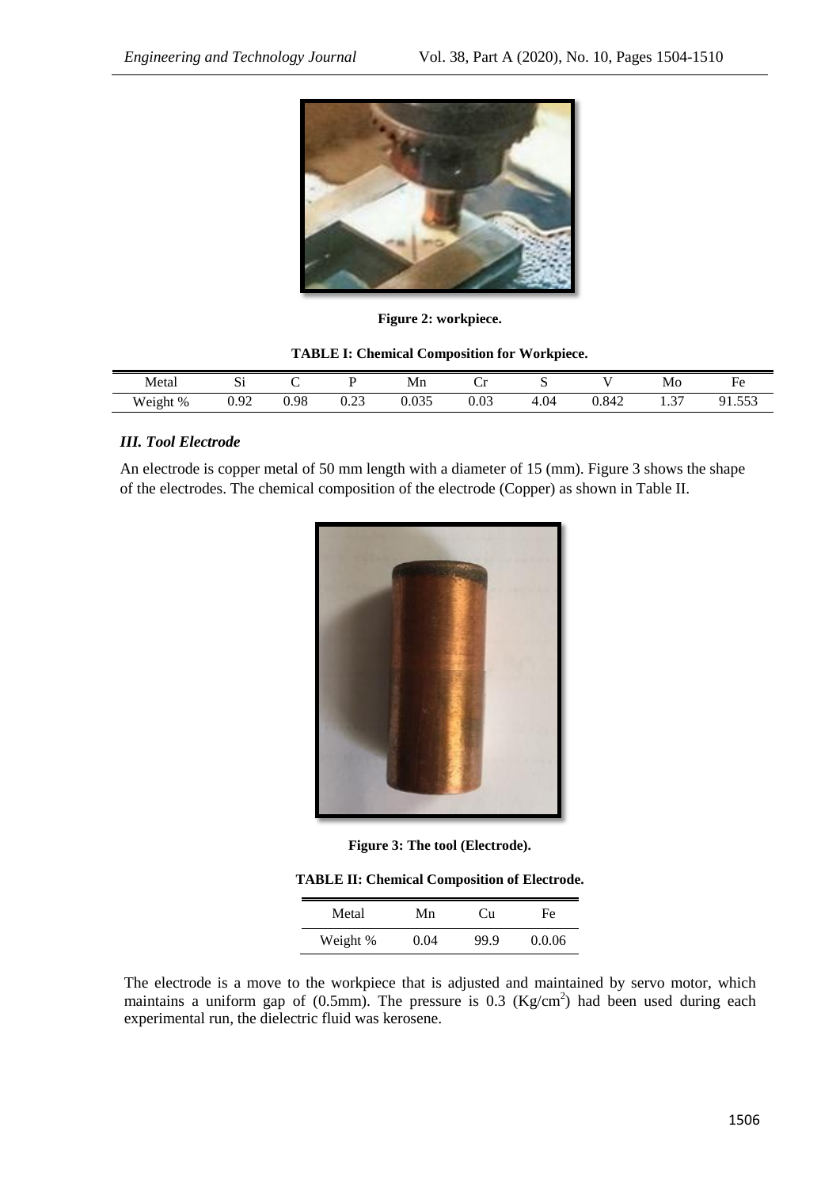Figure 2: workpiece.

**TABLE I: Chemical Composition for Workpiece.**

| Metal | Si | C | P | Mn | Cr | S | V | Mo | Fe |
|---|---|---|---|---|---|---|---|---|---|
| Weight % | 0.92 | 0.98 | 0.23 | 0.035 | 0.03 | 4.04 | 0.842 | 1.37 | 91.553 |

### *III. Tool Electrode*

An electrode is copper metal of 50 mm length with a diameter of 15 (mm). Figure 3 shows the shape of the electrodes. The chemical composition of the electrode (Copper) as shown in Table II.

**Figure 3: The tool (Electrode).**

**TABLE II: Chemical Composition of Electrode.**

| Metal | Mn | Cu | Fe |
|---|---|---|---|
| Weight % | 0.04 | 99.9 | 0.0.06 |

The electrode is a move to the workpiece that is adjusted and maintained by servo motor, which maintains a uniform gap of (0.5mm). The pressure is 0.3 ($Kg/cm^2$) had been used during each experimental run, the dielectric fluid was kerosene.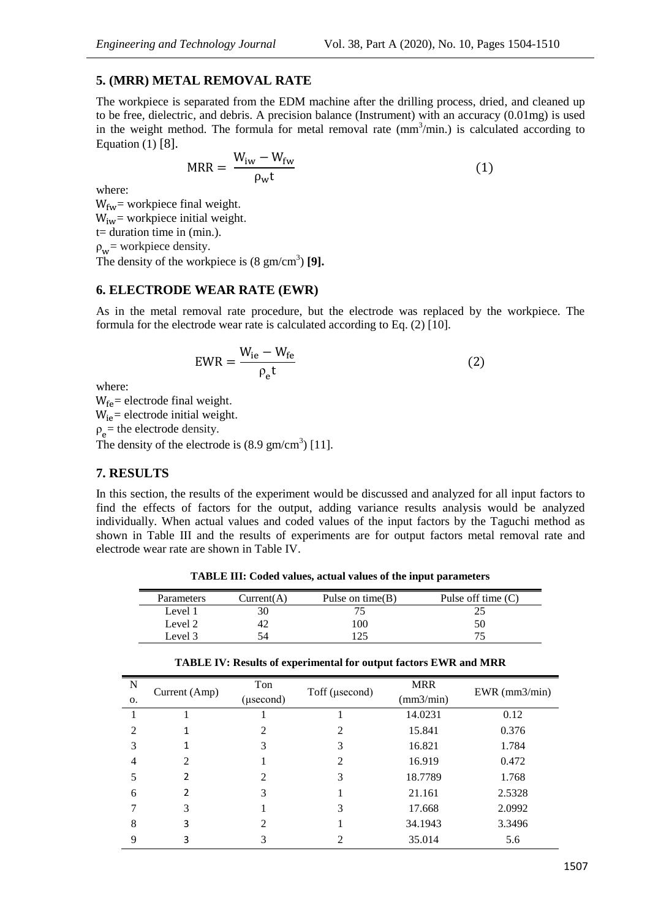## 5. (MRR) METAL REMOVAL RATE

The workpiece is separated from the EDM machine after the drilling process, dried, and cleaned up to be free, dielectric, and debris. A precision balance (Instrument) with an accuracy (0.01mg) is used in the weight method. The formula for metal removal rate ($mm^3$/min.) is calculated according to Equation (1) [8].

$$MRR = \frac{W_{iw} - W_{fw}}{\rho_w t} \tag{1}$$

where:

$W_{fw}$= workpiece final weight.

$W_{iw}$= workpiece initial weight.

t= duration time in (min.).

$\rho_w$= workpiece density.

The density of the workpiece is (8 gm/$cm^3$) **[9].**

## 6. ELECTRODE WEAR RATE (EWR)

As in the metal removal rate procedure, but the electrode was replaced by the workpiece. The formula for the electrode wear rate is calculated according to Eq. (2) [10].

$$EWR = \frac{W_{ie} - W_{fe}}{\rho_e t} \tag{2}$$

where:

$W_{fe}$= electrode final weight.

$W_{ie}$= electrode initial weight.

$\rho_e$= the electrode density.

The density of the electrode is (8.9 gm/$cm^3$) [11].

## 7. RESULTS

In this section, the results of the experiment would be discussed and analyzed for all input factors to find the effects of factors for the output, adding variance results analysis would be analyzed individually. When actual values and coded values of the input factors by the Taguchi method as shown in Table III and the results of experiments are for output factors metal removal rate and electrode wear rate are shown in Table IV.

**TABLE III: Coded values, actual values of the input parameters**

| Parameters | Current(A) | Pulse on time(B) | Pulse off time (C) |
|---|---|---|---|
| Level 1 | 30 | 75 | 25 |
| Level 2 | 42 | 100 | 50 |
| Level 3 | 54 | 125 | 75 |

**TABLE IV: Results of experimental for output factors EWR and MRR**

| No. | Current (Amp) | Ton (µsecond) | Toff (µsecond) | MRR (mm3/min) | EWR (mm3/min) |
|---|---|---|---|---|---|
| 1 | 1 | 1 | 1 | 14.0231 | 0.12 |
| 2 | 1 | 2 | 2 | 15.841 | 0.376 |
| 3 | 1 | 3 | 3 | 16.821 | 1.784 |
| 4 | 2 | 1 | 2 | 16.919 | 0.472 |
| 5 | 2 | 2 | 3 | 18.7789 | 1.768 |
| 6 | 2 | 3 | 1 | 21.161 | 2.5328 |
| 7 | 3 | 1 | 3 | 17.668 | 2.0992 |
| 8 | 3 | 2 | 1 | 34.1943 | 3.3496 |
| 9 | 3 | 3 | 2 | 35.014 | 5.6 |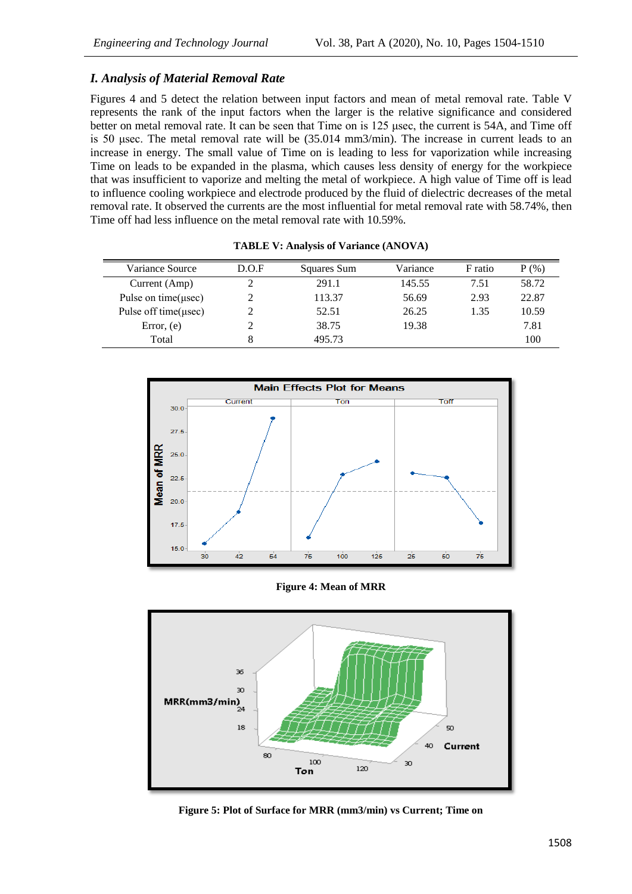### I. Analysis of Material Removal Rate

Figures 4 and 5 detect the relation between input factors and mean of metal removal rate. Table V represents the rank of the input factors when the larger is the relative significance and considered better on metal removal rate. It can be seen that Time on is 125 µsec, the current is 54A, and Time off is 50 µsec. The metal removal rate will be (35.014 mm3/min). The increase in current leads to an increase in energy. The small value of Time on is leading to less for vaporization while increasing Time on leads to be expanded in the plasma, which causes less density of energy for the workpiece that was insufficient to vaporize and melting the metal of workpiece. A high value of Time off is lead to influence cooling workpiece and electrode produced by the fluid of dielectric decreases of the metal removal rate. It observed the currents are the most influential for metal removal rate with 58.74%, then Time off had less influence on the metal removal rate with 10.59%.

**TABLE V: Analysis of Variance (ANOVA)**

| Variance Source | D.O.F | Squares Sum | Variance | F ratio | P (%) |
|---|---|---|---|---|---|
| Current (Amp) | 2 | 291.1 | 145.55 | 7.51 | 58.72 |
| Pulse on time(µsec) | 2 | 113.37 | 56.69 | 2.93 | 22.87 |
| Pulse off time(µsec) | 2 | 52.51 | 26.25 | 1.35 | 10.59 |
| Error, (e) | 2 | 38.75 | 19.38 | | 7.81 |
| Total | 8 | 495.73 | | | 100 |

**Figure 4: Mean of MRR**

**Figure 5: Plot of Surface for MRR (mm3/min) vs Current; Time on**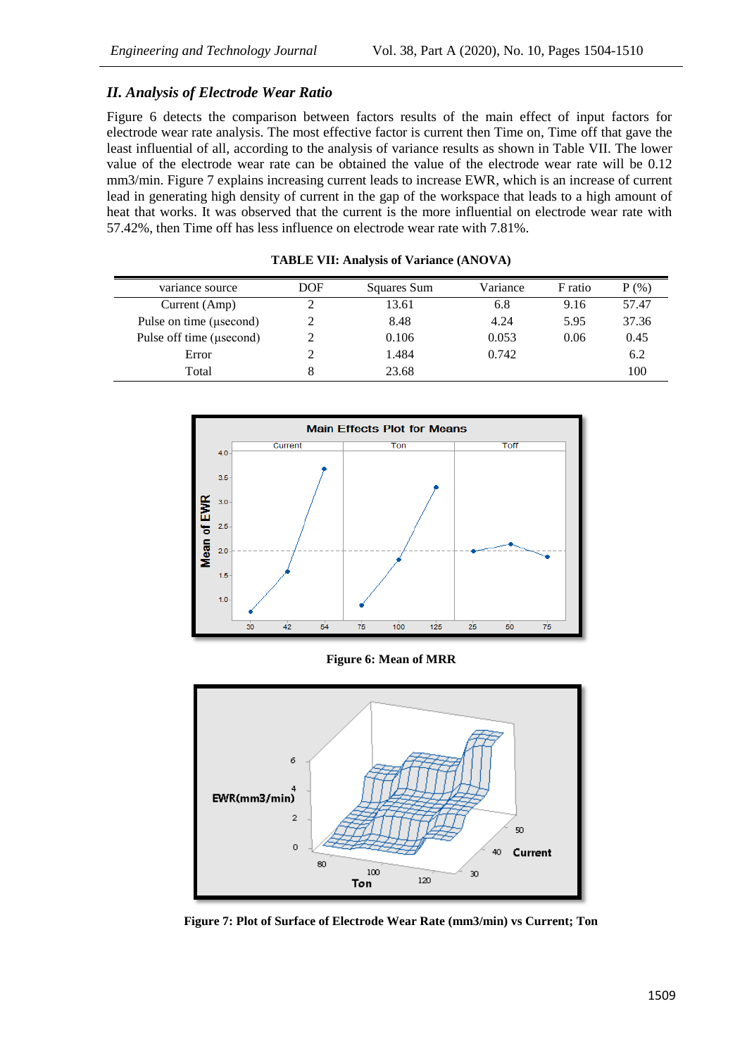### *II. Analysis of Electrode Wear Ratio*

Figure 6 detects the comparison between factors results of the main effect of input factors for electrode wear rate analysis. The most effective factor is current then Time on, Time off that gave the least influential of all, according to the analysis of variance results as shown in Table VII. The lower value of the electrode wear rate can be obtained the value of the electrode wear rate will be 0.12 mm3/min. Figure 7 explains increasing current leads to increase EWR, which is an increase of current lead in generating high density of current in the gap of the workspace that leads to a high amount of heat that works. It was observed that the current is the more influential on electrode wear rate with 57.42%, then Time off has less influence on electrode wear rate with 7.81%.

**TABLE VII: Analysis of Variance (ANOVA)**

| variance source | DOF | Squares Sum | Variance | F ratio | P (%) |
|---|---|---|---|---|---|
| Current (Amp) | 2 | 13.61 | 6.8 | 9.16 | 57.47 |
| Pulse on time (μsecond) | 2 | 8.48 | 4.24 | 5.95 | 37.36 |
| Pulse off time (μsecond) | 2 | 0.106 | 0.053 | 0.06 | 0.45 |
| Error | 2 | 1.484 | 0.742 | | 6.2 |
| Total | 8 | 23.68 | | | 100 |

**Figure 6: Mean of MRR**

**Figure 7: Plot of Surface of Electrode Wear Rate (mm3/min) vs Current; Ton**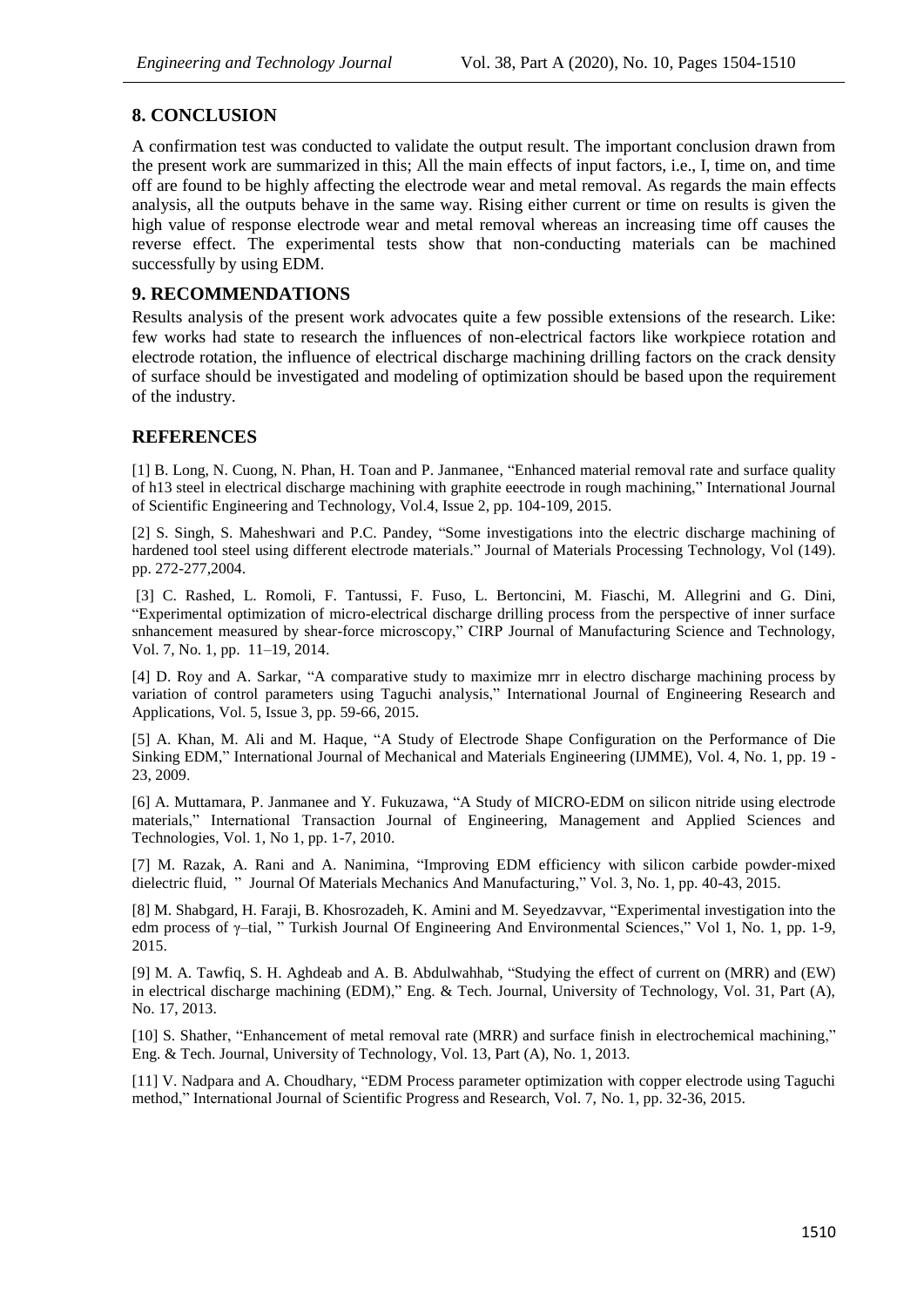## 8. CONCLUSION

A confirmation test was conducted to validate the output result. The important conclusion drawn from the present work are summarized in this; All the main effects of input factors, i.e., I, time on, and time off are found to be highly affecting the electrode wear and metal removal. As regards the main effects analysis, all the outputs behave in the same way. Rising either current or time on results is given the high value of response electrode wear and metal removal whereas an increasing time off causes the reverse effect. The experimental tests show that non-conducting materials can be machined successfully by using EDM.

## 9. RECOMMENDATIONS

Results analysis of the present work advocates quite a few possible extensions of the research. Like: few works had state to research the influences of non-electrical factors like workpiece rotation and electrode rotation, the influence of electrical discharge machining drilling factors on the crack density of surface should be investigated and modeling of optimization should be based upon the requirement of the industry.

## REFERENCES

[1] B. Long, N. Cuong, N. Phan, H. Toan and P. Janmanee, "Enhanced material removal rate and surface quality of h13 steel in electrical discharge machining with graphite eeectrode in rough machining," International Journal of Scientific Engineering and Technology, Vol.4, Issue 2, pp. 104-109, 2015.

[2] S. Singh, S. Maheshwari and P.C. Pandey, "Some investigations into the electric discharge machining of hardened tool steel using different electrode materials." Journal of Materials Processing Technology, Vol (149). pp. 272-277,2004.

[3] C. Rashed, L. Romoli, F. Tantussi, F. Fuso, L. Bertoncini, M. Fiaschi, M. Allegrini and G. Dini, "Experimental optimization of micro-electrical discharge drilling process from the perspective of inner surface snhancement measured by shear-force microscopy," CIRP Journal of Manufacturing Science and Technology, Vol. 7, No. 1, pp. 11–19, 2014.

[4] D. Roy and A. Sarkar, "A comparative study to maximize mrr in electro discharge machining process by variation of control parameters using Taguchi analysis," International Journal of Engineering Research and Applications, Vol. 5, Issue 3, pp. 59-66, 2015.

[5] A. Khan, M. Ali and M. Haque, "A Study of Electrode Shape Configuration on the Performance of Die Sinking EDM," International Journal of Mechanical and Materials Engineering (IJMME), Vol. 4, No. 1, pp. 19 - 23, 2009.

[6] A. Muttamara, P. Janmanee and Y. Fukuzawa, "A Study of MICRO-EDM on silicon nitride using electrode materials," International Transaction Journal of Engineering, Management and Applied Sciences and Technologies, Vol. 1, No 1, pp. 1-7, 2010.

[7] M. Razak, A. Rani and A. Nanimina, "Improving EDM efficiency with silicon carbide powder-mixed dielectric fluid, " Journal Of Materials Mechanics And Manufacturing," Vol. 3, No. 1, pp. 40-43, 2015.

[8] M. Shabgard, H. Faraji, B. Khosrozadeh, K. Amini and M. Seyedzavvar, "Experimental investigation into the edm process of γ–tial, " Turkish Journal Of Engineering And Environmental Sciences," Vol 1, No. 1, pp. 1-9, 2015.

[9] M. A. Tawfiq, S. H. Aghdeab and A. B. Abdulwahhab, "Studying the effect of current on (MRR) and (EW) in electrical discharge machining (EDM)," Eng. & Tech. Journal, University of Technology, Vol. 31, Part (A), No. 17, 2013.

[10] S. Shather, "Enhancement of metal removal rate (MRR) and surface finish in electrochemical machining," Eng. & Tech. Journal, University of Technology, Vol. 13, Part (A), No. 1, 2013.

[11] V. Nadpara and A. Choudhary, "EDM Process parameter optimization with copper electrode using Taguchi method," International Journal of Scientific Progress and Research, Vol. 7, No. 1, pp. 32-36, 2015.